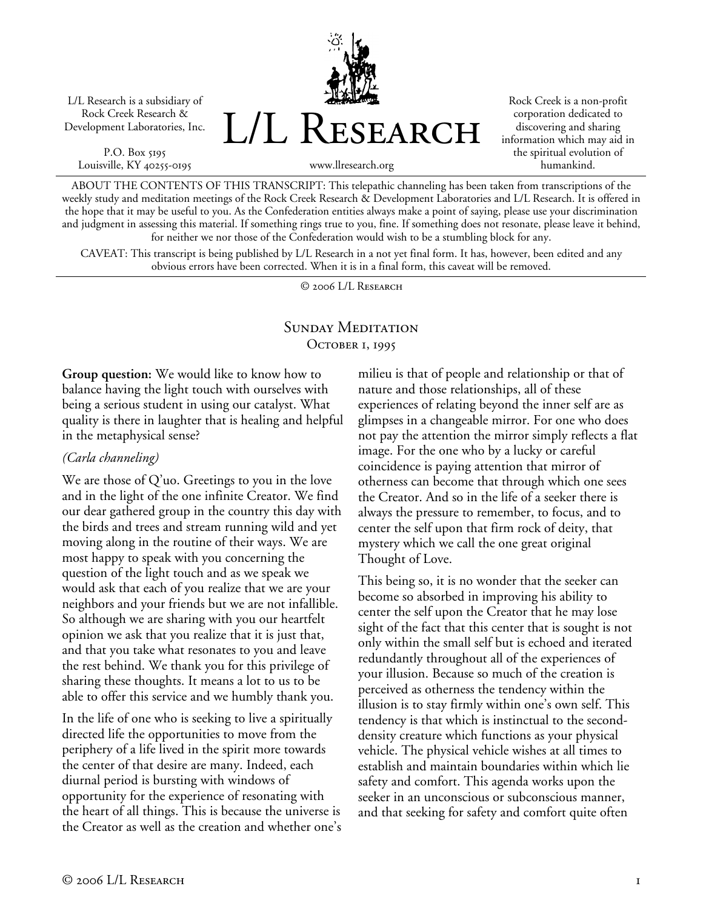L/L Research is a subsidiary of Rock Creek Research & Development Laboratories, Inc.

P.O. Box 5195
Louisville, KY 40255-0195

# L/L Research

www.llresearch.org

Rock Creek is a non-profit corporation dedicated to discovering and sharing information which may aid in the spiritual evolution of humankind.

ABOUT THE CONTENTS OF THIS TRANSCRIPT: This telepathic channeling has been taken from transcriptions of the weekly study and meditation meetings of the Rock Creek Research & Development Laboratories and L/L Research. It is offered in the hope that it may be useful to you. As the Confederation entities always make a point of saying, please use your discrimination and judgment in assessing this material. If something rings true to you, fine. If something does not resonate, please leave it behind, for neither we nor those of the Confederation would wish to be a stumbling block for any.

CAVEAT: This transcript is being published by L/L Research in a not yet final form. It has, however, been edited and any obvious errors have been corrected. When it is in a final form, this caveat will be removed.

© 2006 L/L Research

## Sunday Meditation
### October 1, 1995

**Group question:** We would like to know how to balance having the light touch with ourselves with being a serious student in using our catalyst. What quality is there in laughter that is healing and helpful in the metaphysical sense?

*(Carla channeling)*

We are those of Q'uo. Greetings to you in the love and in the light of the one infinite Creator. We find our dear gathered group in the country this day with the birds and trees and stream running wild and yet moving along in the routine of their ways. We are most happy to speak with you concerning the question of the light touch and as we speak we would ask that each of you realize that we are your neighbors and your friends but we are not infallible. So although we are sharing with you our heartfelt opinion we ask that you realize that it is just that, and that you take what resonates to you and leave the rest behind. We thank you for this privilege of sharing these thoughts. It means a lot to us to be able to offer this service and we humbly thank you.

In the life of one who is seeking to live a spiritually directed life the opportunities to move from the periphery of a life lived in the spirit more towards the center of that desire are many. Indeed, each diurnal period is bursting with windows of opportunity for the experience of resonating with the heart of all things. This is because the universe is the Creator as well as the creation and whether one's milieu is that of people and relationship or that of nature and those relationships, all of these experiences of relating beyond the inner self are as glimpses in a changeable mirror. For one who does not pay the attention the mirror simply reflects a flat image. For the one who by a lucky or careful coincidence is paying attention that mirror of otherness can become that through which one sees the Creator. And so in the life of a seeker there is always the pressure to remember, to focus, and to center the self upon that firm rock of deity, that mystery which we call the one great original Thought of Love.

This being so, it is no wonder that the seeker can become so absorbed in improving his ability to center the self upon the Creator that he may lose sight of the fact that this center that is sought is not only within the small self but is echoed and iterated redundantly throughout all of the experiences of your illusion. Because so much of the creation is perceived as otherness the tendency within the illusion is to stay firmly within one's own self. This tendency is that which is instinctual to the second-density creature which functions as your physical vehicle. The physical vehicle wishes at all times to establish and maintain boundaries within which lie safety and comfort. This agenda works upon the seeker in an unconscious or subconscious manner, and that seeking for safety and comfort quite often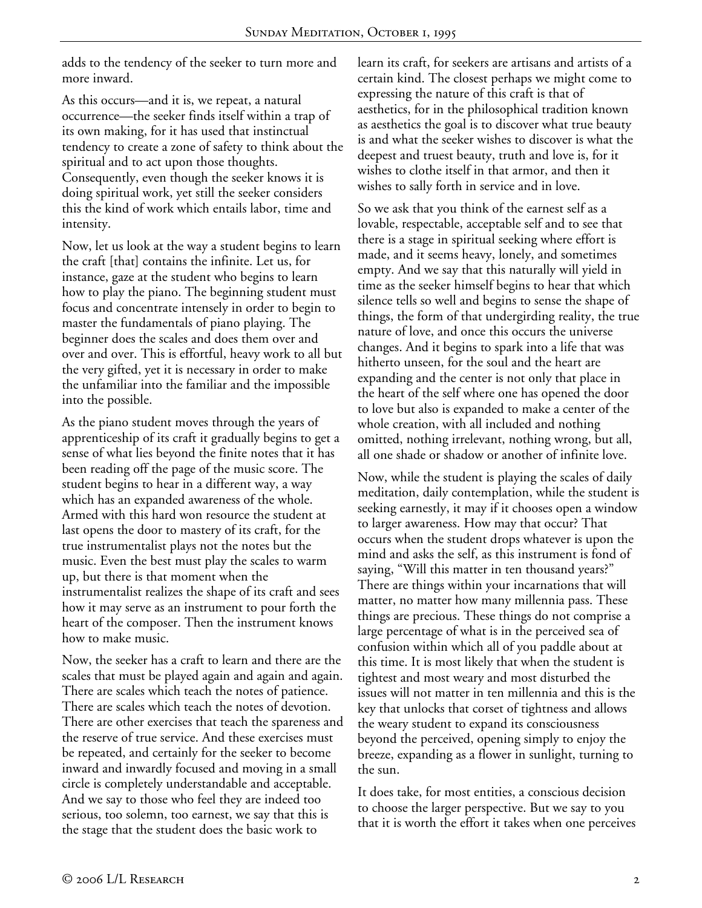adds to the tendency of the seeker to turn more and more inward.

As this occurs—and it is, we repeat, a natural occurrence—the seeker finds itself within a trap of its own making, for it has used that instinctual tendency to create a zone of safety to think about the spiritual and to act upon those thoughts. Consequently, even though the seeker knows it is doing spiritual work, yet still the seeker considers this the kind of work which entails labor, time and intensity.

Now, let us look at the way a student begins to learn the craft [that] contains the infinite. Let us, for instance, gaze at the student who begins to learn how to play the piano. The beginning student must focus and concentrate intensely in order to begin to master the fundamentals of piano playing. The beginner does the scales and does them over and over and over. This is effortful, heavy work to all but the very gifted, yet it is necessary in order to make the unfamiliar into the familiar and the impossible into the possible.

As the piano student moves through the years of apprenticeship of its craft it gradually begins to get a sense of what lies beyond the finite notes that it has been reading off the page of the music score. The student begins to hear in a different way, a way which has an expanded awareness of the whole. Armed with this hard won resource the student at last opens the door to mastery of its craft, for the true instrumentalist plays not the notes but the music. Even the best must play the scales to warm up, but there is that moment when the instrumentalist realizes the shape of its craft and sees how it may serve as an instrument to pour forth the heart of the composer. Then the instrument knows how to make music.

Now, the seeker has a craft to learn and there are the scales that must be played again and again and again. There are scales which teach the notes of patience. There are scales which teach the notes of devotion. There are other exercises that teach the spareness and the reserve of true service. And these exercises must be repeated, and certainly for the seeker to become inward and inwardly focused and moving in a small circle is completely understandable and acceptable. And we say to those who feel they are indeed too serious, too solemn, too earnest, we say that this is the stage that the student does the basic work to learn its craft, for seekers are artisans and artists of a certain kind. The closest perhaps we might come to expressing the nature of this craft is that of aesthetics, for in the philosophical tradition known as aesthetics the goal is to discover what true beauty is and what the seeker wishes to discover is what the deepest and truest beauty, truth and love is, for it wishes to clothe itself in that armor, and then it wishes to sally forth in service and in love.

So we ask that you think of the earnest self as a lovable, respectable, acceptable self and to see that there is a stage in spiritual seeking where effort is made, and it seems heavy, lonely, and sometimes empty. And we say that this naturally will yield in time as the seeker himself begins to hear that which silence tells so well and begins to sense the shape of things, the form of that undergirding reality, the true nature of love, and once this occurs the universe changes. And it begins to spark into a life that was hitherto unseen, for the soul and the heart are expanding and the center is not only that place in the heart of the self where one has opened the door to love but also is expanded to make a center of the whole creation, with all included and nothing omitted, nothing irrelevant, nothing wrong, but all, all one shade or shadow or another of infinite love.

Now, while the student is playing the scales of daily meditation, daily contemplation, while the student is seeking earnestly, it may if it chooses open a window to larger awareness. How may that occur? That occurs when the student drops whatever is upon the mind and asks the self, as this instrument is fond of saying, "Will this matter in ten thousand years?" There are things within your incarnations that will matter, no matter how many millennia pass. These things are precious. These things do not comprise a large percentage of what is in the perceived sea of confusion within which all of you paddle about at this time. It is most likely that when the student is tightest and most weary and most disturbed the issues will not matter in ten millennia and this is the key that unlocks that corset of tightness and allows the weary student to expand its consciousness beyond the perceived, opening simply to enjoy the breeze, expanding as a flower in sunlight, turning to the sun.

It does take, for most entities, a conscious decision to choose the larger perspective. But we say to you that it is worth the effort it takes when one perceives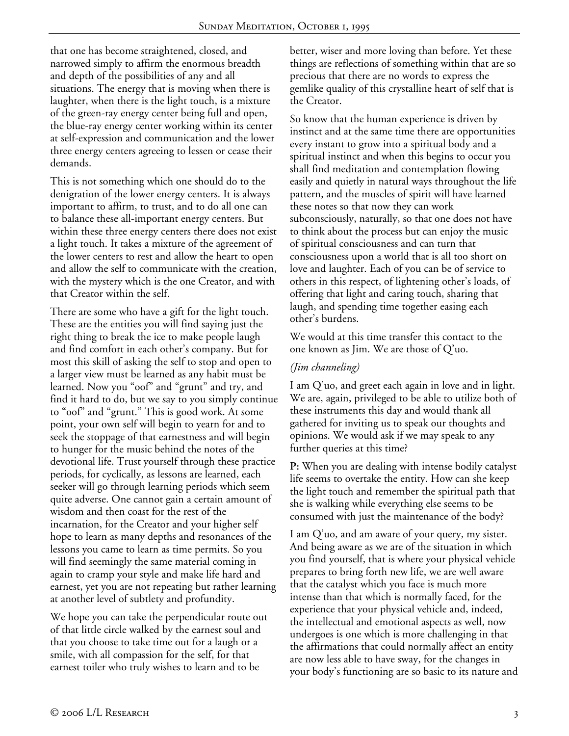that one has become straightened, closed, and narrowed simply to affirm the enormous breadth and depth of the possibilities of any and all situations. The energy that is moving when there is laughter, when there is the light touch, is a mixture of the green-ray energy center being full and open, the blue-ray energy center working within its center at self-expression and communication and the lower three energy centers agreeing to lessen or cease their demands.

This is not something which one should do to the denigration of the lower energy centers. It is always important to affirm, to trust, and to do all one can to balance these all-important energy centers. But within these three energy centers there does not exist a light touch. It takes a mixture of the agreement of the lower centers to rest and allow the heart to open and allow the self to communicate with the creation, with the mystery which is the one Creator, and with that Creator within the self.

There are some who have a gift for the light touch. These are the entities you will find saying just the right thing to break the ice to make people laugh and find comfort in each other's company. But for most this skill of asking the self to stop and open to a larger view must be learned as any habit must be learned. Now you "oof" and "grunt" and try, and find it hard to do, but we say to you simply continue to "oof" and "grunt." This is good work. At some point, your own self will begin to yearn for and to seek the stoppage of that earnestness and will begin to hunger for the music behind the notes of the devotional life. Trust yourself through these practice periods, for cyclically, as lessons are learned, each seeker will go through learning periods which seem quite adverse. One cannot gain a certain amount of wisdom and then coast for the rest of the incarnation, for the Creator and your higher self hope to learn as many depths and resonances of the lessons you came to learn as time permits. So you will find seemingly the same material coming in again to cramp your style and make life hard and earnest, yet you are not repeating but rather learning at another level of subtlety and profundity.

We hope you can take the perpendicular route out of that little circle walked by the earnest soul and that you choose to take time out for a laugh or a smile, with all compassion for the self, for that earnest toiler who truly wishes to learn and to be better, wiser and more loving than before. Yet these things are reflections of something within that are so precious that there are no words to express the gemlike quality of this crystalline heart of self that is the Creator.

So know that the human experience is driven by instinct and at the same time there are opportunities every instant to grow into a spiritual body and a spiritual instinct and when this begins to occur you shall find meditation and contemplation flowing easily and quietly in natural ways throughout the life pattern, and the muscles of spirit will have learned these notes so that now they can work subconsciously, naturally, so that one does not have to think about the process but can enjoy the music of spiritual consciousness and can turn that consciousness upon a world that is all too short on love and laughter. Each of you can be of service to others in this respect, of lightening other's loads, of offering that light and caring touch, sharing that laugh, and spending time together easing each other's burdens.

We would at this time transfer this contact to the one known as Jim. We are those of Q'uo.

*(Jim channeling)*

I am Q'uo, and greet each again in love and in light. We are, again, privileged to be able to utilize both of these instruments this day and would thank all gathered for inviting us to speak our thoughts and opinions. We would ask if we may speak to any further queries at this time?

**P:** When you are dealing with intense bodily catalyst life seems to overtake the entity. How can she keep the light touch and remember the spiritual path that she is walking while everything else seems to be consumed with just the maintenance of the body?

I am Q'uo, and am aware of your query, my sister. And being aware as we are of the situation in which you find yourself, that is where your physical vehicle prepares to bring forth new life, we are well aware that the catalyst which you face is much more intense than that which is normally faced, for the experience that your physical vehicle and, indeed, the intellectual and emotional aspects as well, now undergoes is one which is more challenging in that the affirmations that could normally affect an entity are now less able to have sway, for the changes in your body's functioning are so basic to its nature and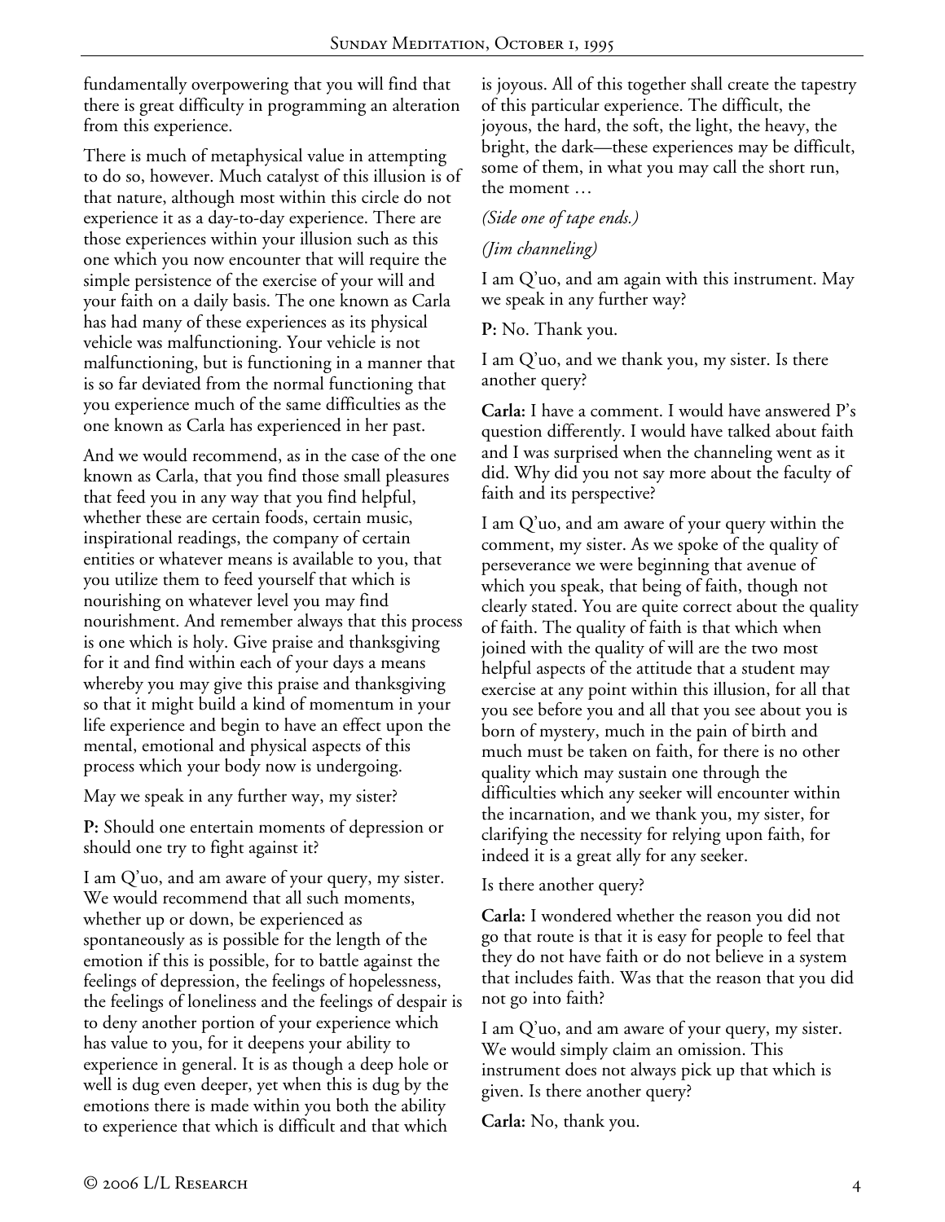fundamentally overpowering that you will find that there is great difficulty in programming an alteration from this experience.

There is much of metaphysical value in attempting to do so, however. Much catalyst of this illusion is of that nature, although most within this circle do not experience it as a day-to-day experience. There are those experiences within your illusion such as this one which you now encounter that will require the simple persistence of the exercise of your will and your faith on a daily basis. The one known as Carla has had many of these experiences as its physical vehicle was malfunctioning. Your vehicle is not malfunctioning, but is functioning in a manner that is so far deviated from the normal functioning that you experience much of the same difficulties as the one known as Carla has experienced in her past.

And we would recommend, as in the case of the one known as Carla, that you find those small pleasures that feed you in any way that you find helpful, whether these are certain foods, certain music, inspirational readings, the company of certain entities or whatever means is available to you, that you utilize them to feed yourself that which is nourishing on whatever level you may find nourishment. And remember always that this process is one which is holy. Give praise and thanksgiving for it and find within each of your days a means whereby you may give this praise and thanksgiving so that it might build a kind of momentum in your life experience and begin to have an effect upon the mental, emotional and physical aspects of this process which your body now is undergoing.

May we speak in any further way, my sister?

**P:** Should one entertain moments of depression or should one try to fight against it?

I am Q'uo, and am aware of your query, my sister. We would recommend that all such moments, whether up or down, be experienced as spontaneously as is possible for the length of the emotion if this is possible, for to battle against the feelings of depression, the feelings of hopelessness, the feelings of loneliness and the feelings of despair is to deny another portion of your experience which has value to you, for it deepens your ability to experience in general. It is as though a deep hole or well is dug even deeper, yet when this is dug by the emotions there is made within you both the ability to experience that which is difficult and that which is joyous. All of this together shall create the tapestry of this particular experience. The difficult, the joyous, the hard, the soft, the light, the heavy, the bright, the dark—these experiences may be difficult, some of them, in what you may call the short run, the moment …

*(Side one of tape ends.)*

*(Jim channeling)*

I am Q'uo, and am again with this instrument. May we speak in any further way?

**P:** No. Thank you.

I am Q'uo, and we thank you, my sister. Is there another query?

**Carla:** I have a comment. I would have answered P's question differently. I would have talked about faith and I was surprised when the channeling went as it did. Why did you not say more about the faculty of faith and its perspective?

I am Q'uo, and am aware of your query within the comment, my sister. As we spoke of the quality of perseverance we were beginning that avenue of which you speak, that being of faith, though not clearly stated. You are quite correct about the quality of faith. The quality of faith is that which when joined with the quality of will are the two most helpful aspects of the attitude that a student may exercise at any point within this illusion, for all that you see before you and all that you see about you is born of mystery, much in the pain of birth and much must be taken on faith, for there is no other quality which may sustain one through the difficulties which any seeker will encounter within the incarnation, and we thank you, my sister, for clarifying the necessity for relying upon faith, for indeed it is a great ally for any seeker.

Is there another query?

**Carla:** I wondered whether the reason you did not go that route is that it is easy for people to feel that they do not have faith or do not believe in a system that includes faith. Was that the reason that you did not go into faith?

I am Q'uo, and am aware of your query, my sister. We would simply claim an omission. This instrument does not always pick up that which is given. Is there another query?

**Carla:** No, thank you.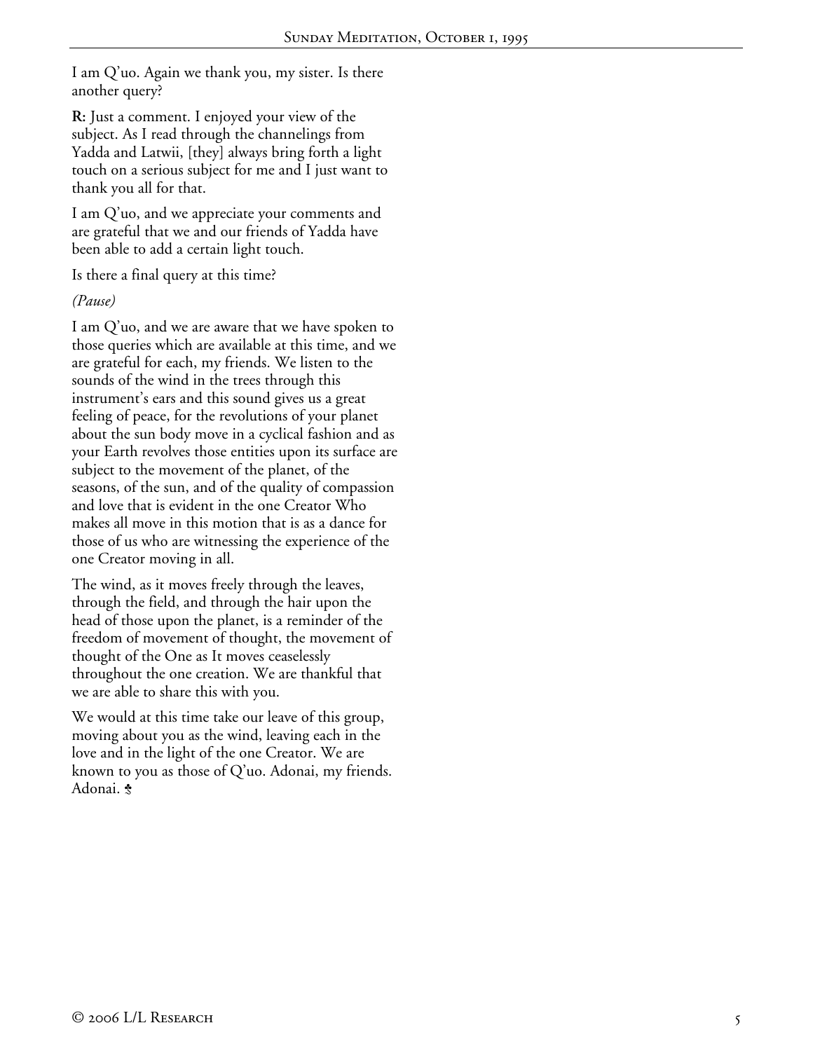I am Q'uo. Again we thank you, my sister. Is there another query?

**R:** Just a comment. I enjoyed your view of the subject. As I read through the channelings from Yadda and Latwii, [they] always bring forth a light touch on a serious subject for me and I just want to thank you all for that.

I am Q'uo, and we appreciate your comments and are grateful that we and our friends of Yadda have been able to add a certain light touch.

Is there a final query at this time?

*(Pause)*

I am Q'uo, and we are aware that we have spoken to those queries which are available at this time, and we are grateful for each, my friends. We listen to the sounds of the wind in the trees through this instrument's ears and this sound gives us a great feeling of peace, for the revolutions of your planet about the sun body move in a cyclical fashion and as your Earth revolves those entities upon its surface are subject to the movement of the planet, of the seasons, of the sun, and of the quality of compassion and love that is evident in the one Creator Who makes all move in this motion that is as a dance for those of us who are witnessing the experience of the one Creator moving in all.

The wind, as it moves freely through the leaves, through the field, and through the hair upon the head of those upon the planet, is a reminder of the freedom of movement of thought, the movement of thought of the One as It moves ceaselessly throughout the one creation. We are thankful that we are able to share this with you.

We would at this time take our leave of this group, moving about you as the wind, leaving each in the love and in the light of the one Creator. We are known to you as those of Q'uo. Adonai, my friends. Adonai.